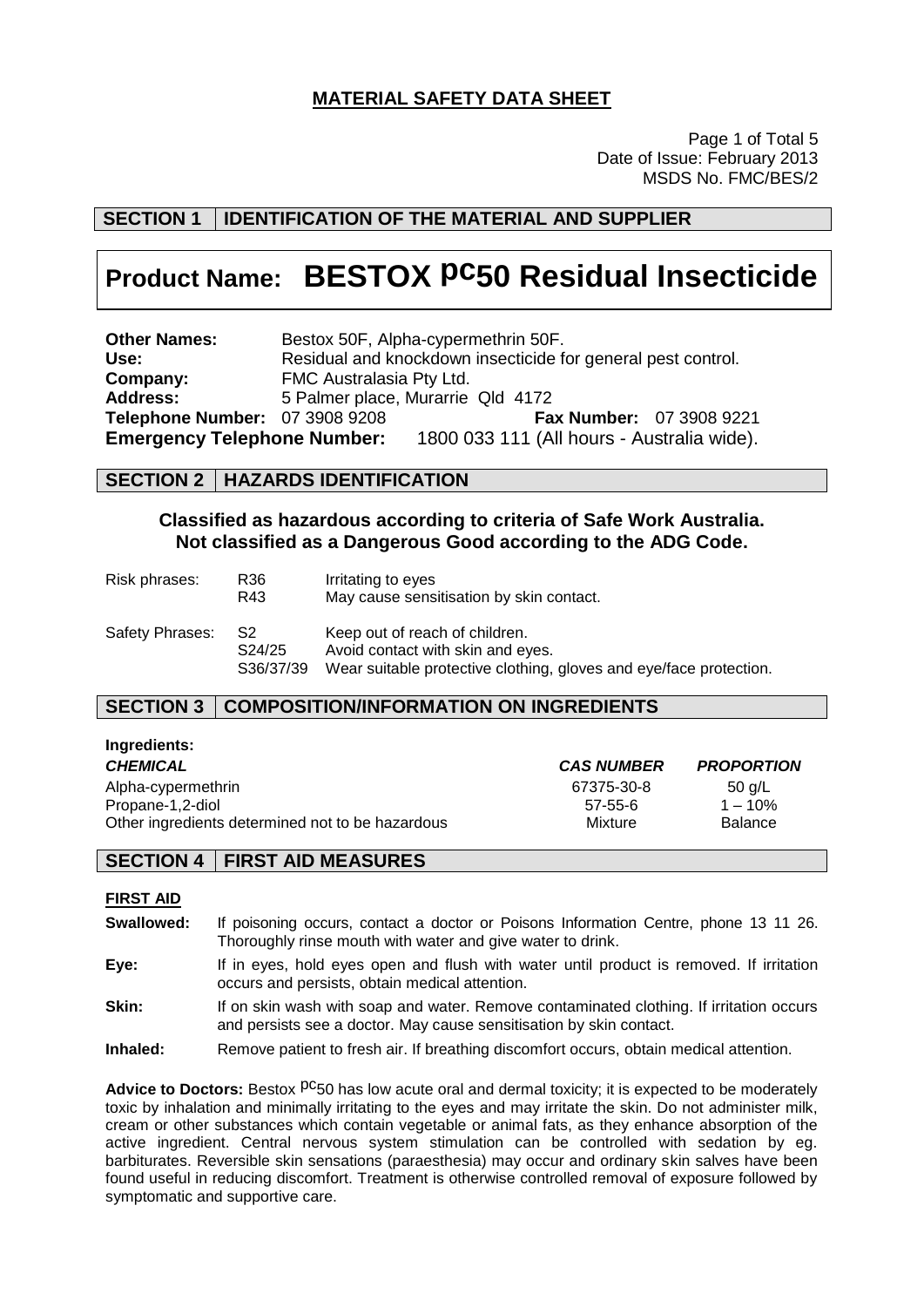# MATERIAL SAFETY DATA SHEET

Date of Issue: February 2013
MSDS No. FMC/BES/2

## SECTION 1 IDENTIFICATION OF THE MATERIAL AND SUPPLIER

# Product Name: BESTOX pc50 Residual Insecticide

**Other Names:** Bestox 50F, Alpha-cypermethrin 50F.
**Use:** Residual and knockdown insecticide for general pest control.
**Company:** FMC Australasia Pty Ltd.
**Address:** 5 Palmer place, Murarrie Qld 4172
**Telephone Number:** 07 3908 9208 **Fax Number:** 07 3908 9221
**Emergency Telephone Number:** 1800 033 111 (All hours - Australia wide).

## SECTION 2 HAZARDS IDENTIFICATION

**Classified as hazardous according to criteria of Safe Work Australia.**
**Not classified as a Dangerous Good according to the ADG Code.**

| | | |
|---|---|---|
| Risk phrases: | R36 | Irritating to eyes |
| | R43 | May cause sensitisation by skin contact. |
| Safety Phrases: | S2 | Keep out of reach of children. |
| | S24/25 | Avoid contact with skin and eyes. |
| | S36/37/39 | Wear suitable protective clothing, gloves and eye/face protection. |

## SECTION 3 COMPOSITION/INFORMATION ON INGREDIENTS

**Ingredients:**

| ***CHEMICAL*** | ***CAS NUMBER*** | ***PROPORTION*** |
|---|---|---|
| Alpha-cypermethrin | 67375-30-8 | 50 g/L |
| Propane-1,2-diol | 57-55-6 | 1 – 10% |
| Other ingredients determined not to be hazardous | Mixture | Balance |

## SECTION 4 FIRST AID MEASURES

**FIRST AID**

**Swallowed:** If poisoning occurs, contact a doctor or Poisons Information Centre, phone 13 11 26. Thoroughly rinse mouth with water and give water to drink.

**Eye:** If in eyes, hold eyes open and flush with water until product is removed. If irritation occurs and persists, obtain medical attention.

**Skin:** If on skin wash with soap and water. Remove contaminated clothing. If irritation occurs and persists see a doctor. May cause sensitisation by skin contact.

**Inhaled:** Remove patient to fresh air. If breathing discomfort occurs, obtain medical attention.

**Advice to Doctors:** Bestox pc50 has low acute oral and dermal toxicity; it is expected to be moderately toxic by inhalation and minimally irritating to the eyes and may irritate the skin. Do not administer milk, cream or other substances which contain vegetable or animal fats, as they enhance absorption of the active ingredient. Central nervous system stimulation can be controlled with sedation by eg. barbiturates. Reversible skin sensations (paraesthesia) may occur and ordinary skin salves have been found useful in reducing discomfort. Treatment is otherwise controlled removal of exposure followed by symptomatic and supportive care.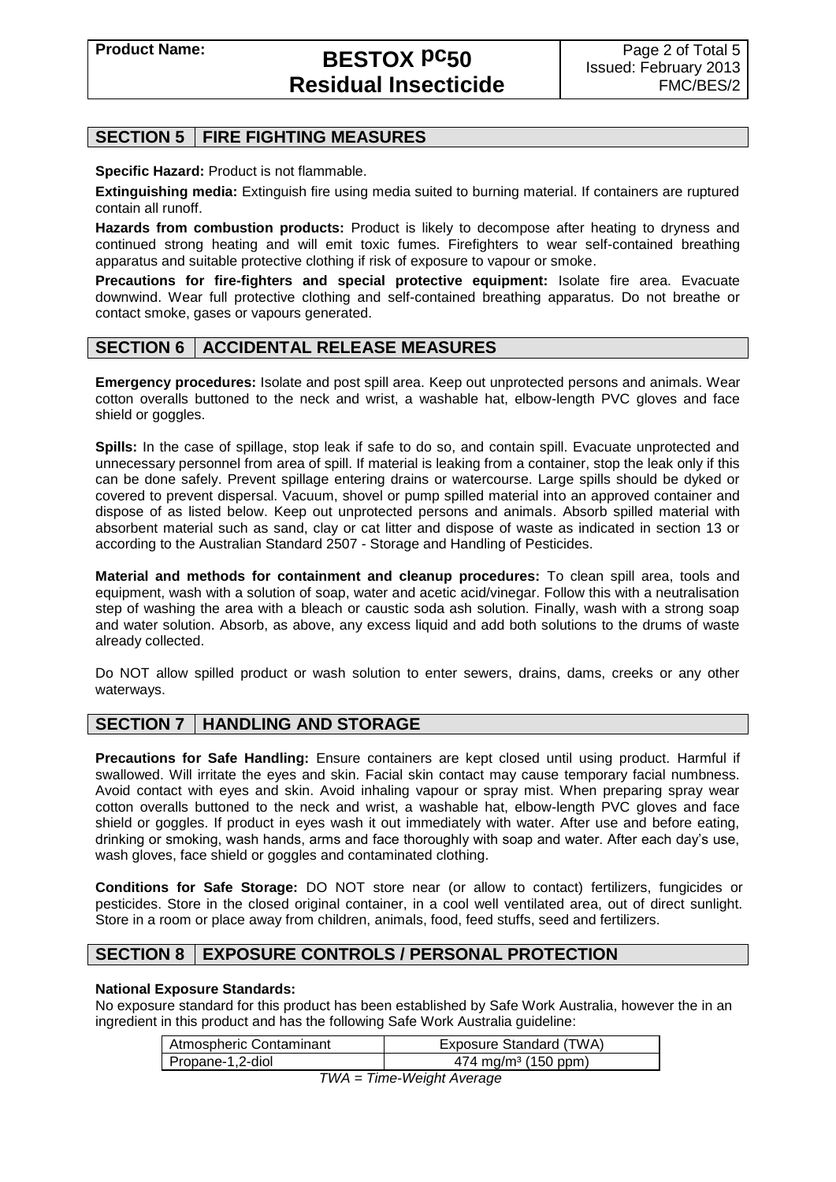## SECTION 5 | FIRE FIGHTING MEASURES

**Specific Hazard:** Product is not flammable.

**Extinguishing media:** Extinguish fire using media suited to burning material. If containers are ruptured contain all runoff.

**Hazards from combustion products:** Product is likely to decompose after heating to dryness and continued strong heating and will emit toxic fumes. Firefighters to wear self-contained breathing apparatus and suitable protective clothing if risk of exposure to vapour or smoke.

**Precautions for fire-fighters and special protective equipment:** Isolate fire area. Evacuate downwind. Wear full protective clothing and self-contained breathing apparatus. Do not breathe or contact smoke, gases or vapours generated.

## SECTION 6 | ACCIDENTAL RELEASE MEASURES

**Emergency procedures:** Isolate and post spill area. Keep out unprotected persons and animals. Wear cotton overalls buttoned to the neck and wrist, a washable hat, elbow-length PVC gloves and face shield or goggles.

**Spills:** In the case of spillage, stop leak if safe to do so, and contain spill. Evacuate unprotected and unnecessary personnel from area of spill. If material is leaking from a container, stop the leak only if this can be done safely. Prevent spillage entering drains or watercourse. Large spills should be dyked or covered to prevent dispersal. Vacuum, shovel or pump spilled material into an approved container and dispose of as listed below. Keep out unprotected persons and animals. Absorb spilled material with absorbent material such as sand, clay or cat litter and dispose of waste as indicated in section 13 or according to the Australian Standard 2507 - Storage and Handling of Pesticides.

**Material and methods for containment and cleanup procedures:** To clean spill area, tools and equipment, wash with a solution of soap, water and acetic acid/vinegar. Follow this with a neutralisation step of washing the area with a bleach or caustic soda ash solution. Finally, wash with a strong soap and water solution. Absorb, as above, any excess liquid and add both solutions to the drums of waste already collected.

Do NOT allow spilled product or wash solution to enter sewers, drains, dams, creeks or any other waterways.

## SECTION 7 | HANDLING AND STORAGE

**Precautions for Safe Handling:** Ensure containers are kept closed until using product. Harmful if swallowed. Will irritate the eyes and skin. Facial skin contact may cause temporary facial numbness. Avoid contact with eyes and skin. Avoid inhaling vapour or spray mist. When preparing spray wear cotton overalls buttoned to the neck and wrist, a washable hat, elbow-length PVC gloves and face shield or goggles. If product in eyes wash it out immediately with water. After use and before eating, drinking or smoking, wash hands, arms and face thoroughly with soap and water. After each day's use, wash gloves, face shield or goggles and contaminated clothing.

**Conditions for Safe Storage:** DO NOT store near (or allow to contact) fertilizers, fungicides or pesticides. Store in the closed original container, in a cool well ventilated area, out of direct sunlight. Store in a room or place away from children, animals, food, feed stuffs, seed and fertilizers.

## SECTION 8 | EXPOSURE CONTROLS / PERSONAL PROTECTION

**National Exposure Standards:**

No exposure standard for this product has been established by Safe Work Australia, however the in an ingredient in this product and has the following Safe Work Australia guideline:

| Atmospheric Contaminant | Exposure Standard (TWA) |
|---|---|
| Propane-1,2-diol | 474 mg/m$^3$ (150 ppm) |

*TWA = Time-Weight Average*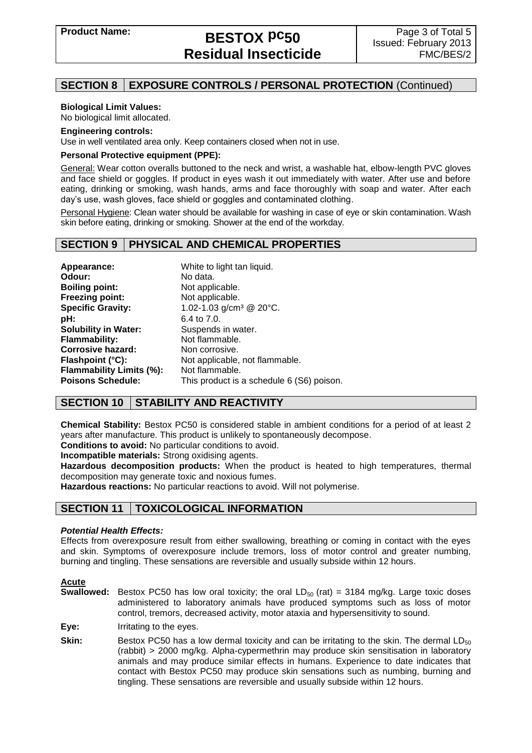## SECTION 8 EXPOSURE CONTROLS / PERSONAL PROTECTION (Continued)

**Biological Limit Values:**
No biological limit allocated.

**Engineering controls:**
Use in well ventilated area only. Keep containers closed when not in use.

**Personal Protective equipment (PPE):**

General: Wear cotton overalls buttoned to the neck and wrist, a washable hat, elbow-length PVC gloves and face shield or goggles. If product in eyes wash it out immediately with water. After use and before eating, drinking or smoking, wash hands, arms and face thoroughly with soap and water. After each day's use, wash gloves, face shield or goggles and contaminated clothing.

Personal Hygiene: Clean water should be available for washing in case of eye or skin contamination. Wash skin before eating, drinking or smoking. Shower at the end of the workday.

## SECTION 9 PHYSICAL AND CHEMICAL PROPERTIES

| | |
|---|---|
| **Appearance:** | White to light tan liquid. |
| **Odour:** | No data. |
| **Boiling point:** | Not applicable. |
| **Freezing point:** | Not applicable. |
| **Specific Gravity:** | 1.02-1.03 g/cm³ @ 20°C. |
| **pH:** | 6.4 to 7.0. |
| **Solubility in Water:** | Suspends in water. |
| **Flammability:** | Not flammable. |
| **Corrosive hazard:** | Non corrosive. |
| **Flashpoint (°C):** | Not applicable, not flammable. |
| **Flammability Limits (%):** | Not flammable. |
| **Poisons Schedule:** | This product is a schedule 6 (S6) poison. |

## SECTION 10 STABILITY AND REACTIVITY

**Chemical Stability:** Bestox PC50 is considered stable in ambient conditions for a period of at least 2 years after manufacture. This product is unlikely to spontaneously decompose.
**Conditions to avoid:** No particular conditions to avoid.
**Incompatible materials:** Strong oxidising agents.
**Hazardous decomposition products:** When the product is heated to high temperatures, thermal decomposition may generate toxic and noxious fumes.
**Hazardous reactions:** No particular reactions to avoid. Will not polymerise.

## SECTION 11 TOXICOLOGICAL INFORMATION

***Potential Health Effects:***
Effects from overexposure result from either swallowing, breathing or coming in contact with the eyes and skin. Symptoms of overexposure include tremors, loss of motor control and greater numbing, burning and tingling. These sensations are reversible and usually subside within 12 hours.

**Acute**

**Swallowed:** Bestox PC50 has low oral toxicity; the oral $LD_{50}$ (rat) = 3184 mg/kg. Large toxic doses administered to laboratory animals have produced symptoms such as loss of motor control, tremors, decreased activity, motor ataxia and hypersensitivity to sound.

**Eye:** Irritating to the eyes.

**Skin:** Bestox PC50 has a low dermal toxicity and can be irritating to the skin. The dermal $LD_{50}$ (rabbit) > 2000 mg/kg. Alpha-cypermethrin may produce skin sensitisation in laboratory animals and may produce similar effects in humans. Experience to date indicates that contact with Bestox PC50 may produce skin sensations such as numbing, burning and tingling. These sensations are reversible and usually subside within 12 hours.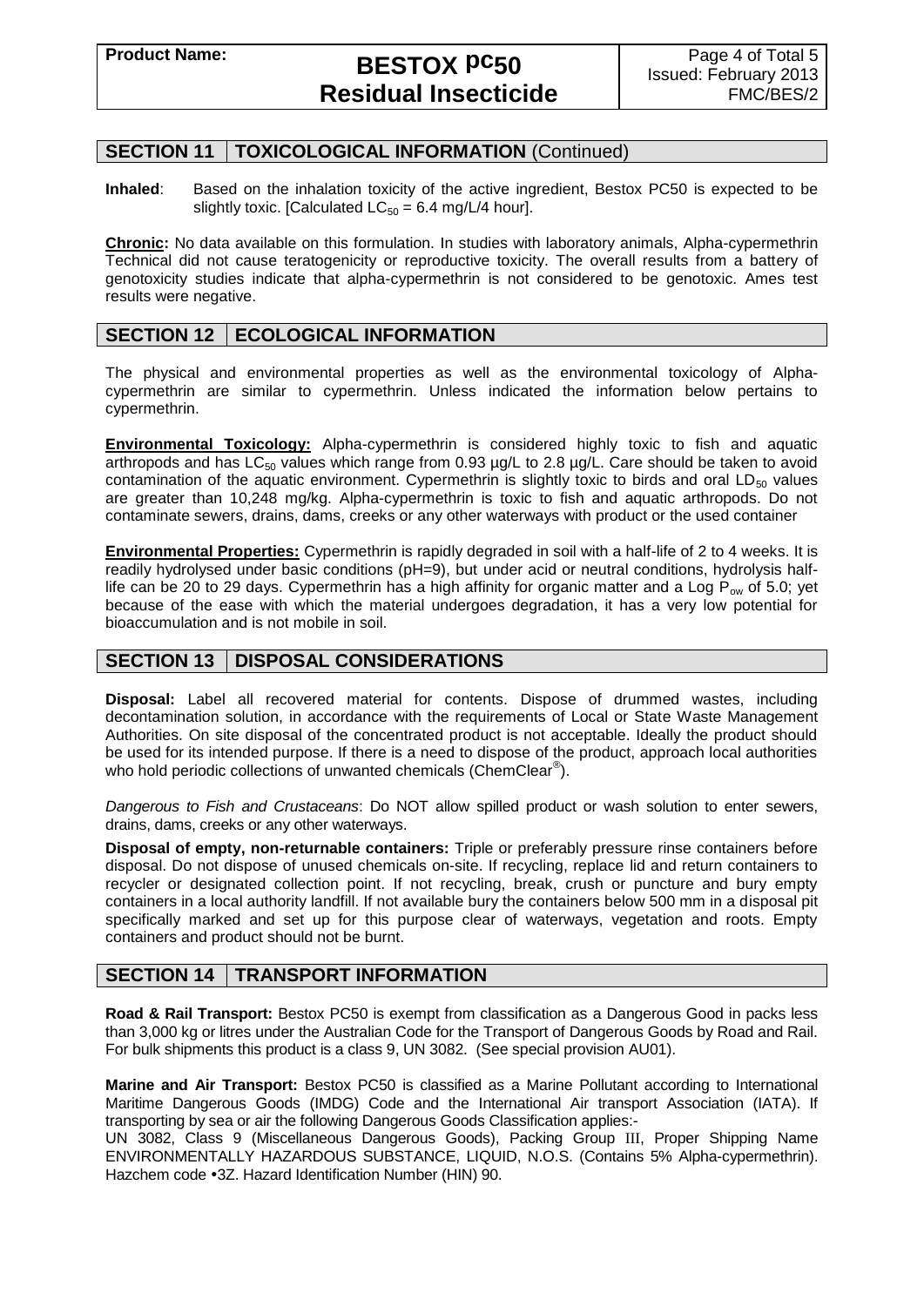## SECTION 11 TOXICOLOGICAL INFORMATION (Continued)

**Inhaled**: Based on the inhalation toxicity of the active ingredient, Bestox PC50 is expected to be slightly toxic. [Calculated $LC_{50}$ = 6.4 mg/L/4 hour].

**Chronic:** No data available on this formulation. In studies with laboratory animals, Alpha-cypermethrin Technical did not cause teratogenicity or reproductive toxicity. The overall results from a battery of genotoxicity studies indicate that alpha-cypermethrin is not considered to be genotoxic. Ames test results were negative.

## SECTION 12 ECOLOGICAL INFORMATION

The physical and environmental properties as well as the environmental toxicology of Alpha-cypermethrin are similar to cypermethrin. Unless indicated the information below pertains to cypermethrin.

**Environmental Toxicology:** Alpha-cypermethrin is considered highly toxic to fish and aquatic arthropods and has $LC_{50}$ values which range from 0.93 µg/L to 2.8 µg/L. Care should be taken to avoid contamination of the aquatic environment. Cypermethrin is slightly toxic to birds and oral $LD_{50}$ values are greater than 10,248 mg/kg. Alpha-cypermethrin is toxic to fish and aquatic arthropods. Do not contaminate sewers, drains, dams, creeks or any other waterways with product or the used container

**Environmental Properties:** Cypermethrin is rapidly degraded in soil with a half-life of 2 to 4 weeks. It is readily hydrolysed under basic conditions (pH=9), but under acid or neutral conditions, hydrolysis half-life can be 20 to 29 days. Cypermethrin has a high affinity for organic matter and a Log $P_{ow}$ of 5.0; yet because of the ease with which the material undergoes degradation, it has a very low potential for bioaccumulation and is not mobile in soil.

## SECTION 13 DISPOSAL CONSIDERATIONS

**Disposal:** Label all recovered material for contents. Dispose of drummed wastes, including decontamination solution, in accordance with the requirements of Local or State Waste Management Authorities. On site disposal of the concentrated product is not acceptable. Ideally the product should be used for its intended purpose. If there is a need to dispose of the product, approach local authorities who hold periodic collections of unwanted chemicals (ChemClear®).

*Dangerous to Fish and Crustaceans*: Do NOT allow spilled product or wash solution to enter sewers, drains, dams, creeks or any other waterways.

**Disposal of empty, non-returnable containers:** Triple or preferably pressure rinse containers before disposal. Do not dispose of unused chemicals on-site. If recycling, replace lid and return containers to recycler or designated collection point. If not recycling, break, crush or puncture and bury empty containers in a local authority landfill. If not available bury the containers below 500 mm in a disposal pit specifically marked and set up for this purpose clear of waterways, vegetation and roots. Empty containers and product should not be burnt.

## SECTION 14 TRANSPORT INFORMATION

**Road & Rail Transport:** Bestox PC50 is exempt from classification as a Dangerous Good in packs less than 3,000 kg or litres under the Australian Code for the Transport of Dangerous Goods by Road and Rail. For bulk shipments this product is a class 9, UN 3082. (See special provision AU01).

**Marine and Air Transport:** Bestox PC50 is classified as a Marine Pollutant according to International Maritime Dangerous Goods (IMDG) Code and the International Air transport Association (IATA). If transporting by sea or air the following Dangerous Goods Classification applies:-

UN 3082, Class 9 (Miscellaneous Dangerous Goods), Packing Group III, Proper Shipping Name ENVIRONMENTALLY HAZARDOUS SUBSTANCE, LIQUID, N.O.S. (Contains 5% Alpha-cypermethrin). Hazchem code •3Z. Hazard Identification Number (HIN) 90.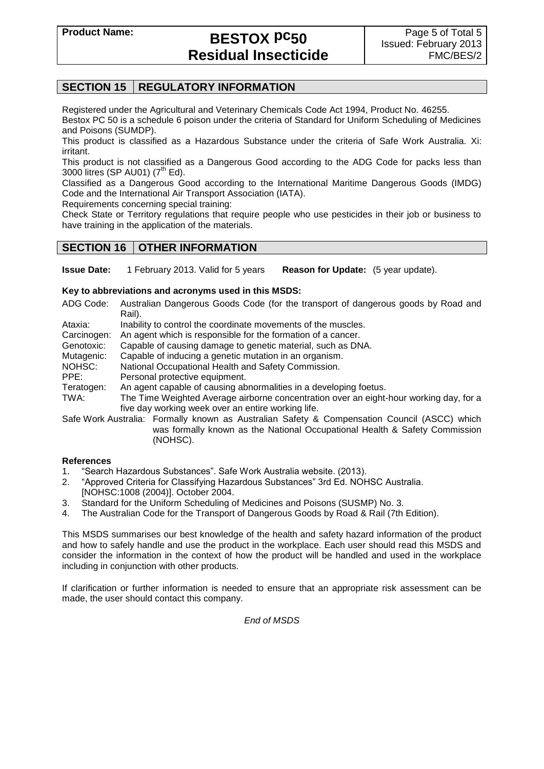## SECTION 15 REGULATORY INFORMATION

Registered under the Agricultural and Veterinary Chemicals Code Act 1994, Product No. 46255.
Bestox PC 50 is a schedule 6 poison under the criteria of Standard for Uniform Scheduling of Medicines and Poisons (SUMDP).
This product is classified as a Hazardous Substance under the criteria of Safe Work Australia. Xi: irritant.
This product is not classified as a Dangerous Good according to the ADG Code for packs less than 3000 litres (SP AU01) (7th Ed).
Classified as a Dangerous Good according to the International Maritime Dangerous Goods (IMDG) Code and the International Air Transport Association (IATA).
Requirements concerning special training:
Check State or Territory regulations that require people who use pesticides in their job or business to have training in the application of the materials.

## SECTION 16 OTHER INFORMATION

**Issue Date:** 1 February 2013. Valid for 5 years **Reason for Update:** (5 year update).

**Key to abbreviations and acronyms used in this MSDS:**

| | |
|---|---|
| ADG Code: | Australian Dangerous Goods Code (for the transport of dangerous goods by Road and Rail). |
| Ataxia: | Inability to control the coordinate movements of the muscles. |
| Carcinogen: | An agent which is responsible for the formation of a cancer. |
| Genotoxic: | Capable of causing damage to genetic material, such as DNA. |
| Mutagenic: | Capable of inducing a genetic mutation in an organism. |
| NOHSC: | National Occupational Health and Safety Commission. |
| PPE: | Personal protective equipment. |
| Teratogen: | An agent capable of causing abnormalities in a developing foetus. |
| TWA: | The Time Weighted Average airborne concentration over an eight-hour working day, for a five day working week over an entire working life. |
| Safe Work Australia: | Formally known as Australian Safety & Compensation Council (ASCC) which was formally known as the National Occupational Health & Safety Commission (NOHSC). |

**References**

1. "Search Hazardous Substances". Safe Work Australia website. (2013).
2. "Approved Criteria for Classifying Hazardous Substances" 3rd Ed. NOHSC Australia. [NOHSC:1008 (2004)]. October 2004.
3. Standard for the Uniform Scheduling of Medicines and Poisons (SUSMP) No. 3.
4. The Australian Code for the Transport of Dangerous Goods by Road & Rail (7th Edition).

This MSDS summarises our best knowledge of the health and safety hazard information of the product and how to safely handle and use the product in the workplace. Each user should read this MSDS and consider the information in the context of how the product will be handled and used in the workplace including in conjunction with other products.

If clarification or further information is needed to ensure that an appropriate risk assessment can be made, the user should contact this company.

*End of MSDS*